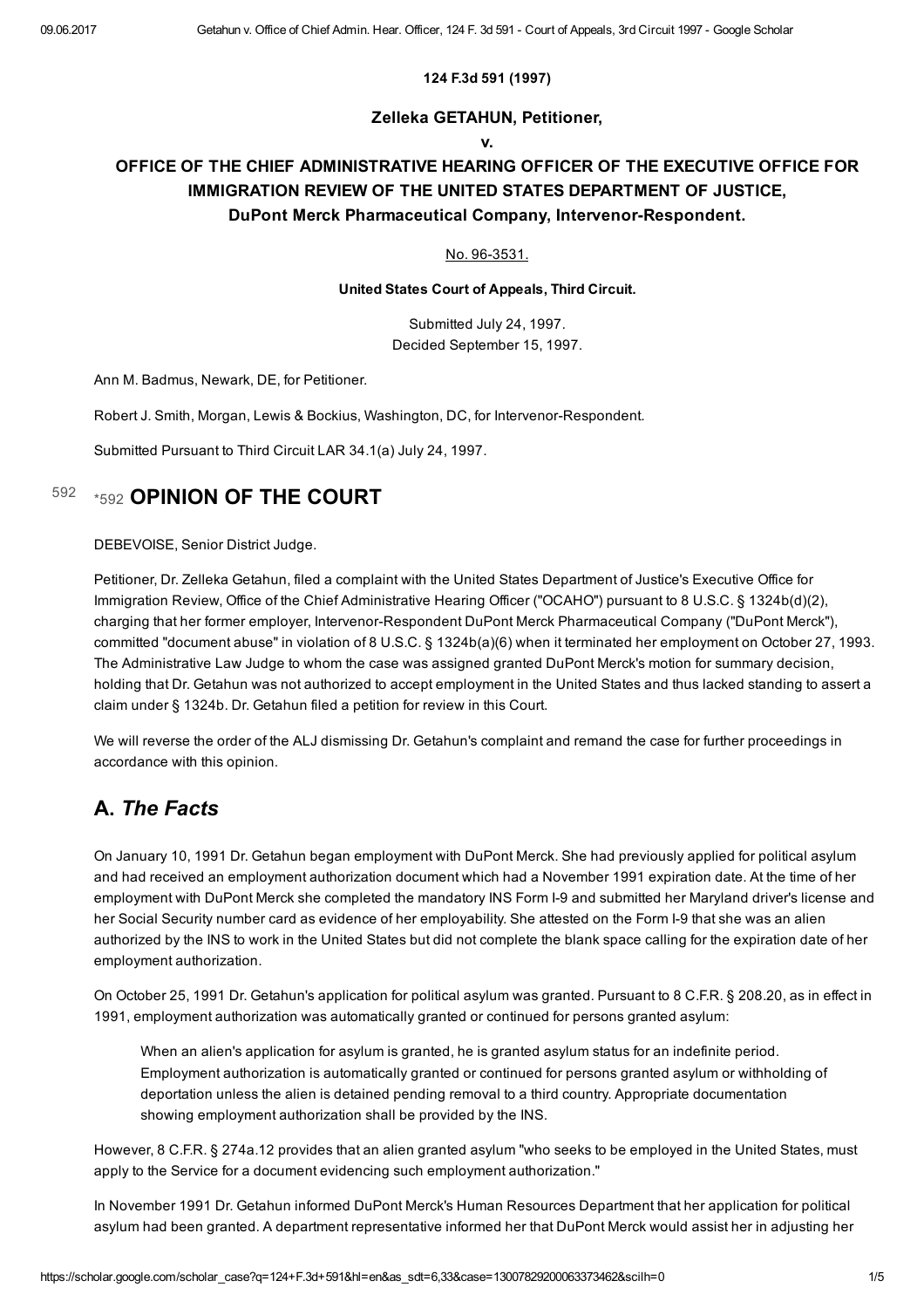**124 F.3d 591 (1997)**

**Zelleka GETAHUN, Petitioner,**

**v.**

**OFFICE OF THE CHIEF ADMINISTRATIVE HEARING OFFICER OF THE EXECUTIVE OFFICE FOR IMMIGRATION REVIEW OF THE UNITED STATES DEPARTMENT OF JUSTICE, DuPont Merck Pharmaceutical Company, Intervenor-Respondent.**

No. 96-3531.

**United States Court of Appeals, Third Circuit.**

Submitted July 24, 1997.
Decided September 15, 1997.

Ann M. Badmus, Newark, DE, for Petitioner.

Robert J. Smith, Morgan, Lewis & Bockius, Washington, DC, for Intervenor-Respondent.

Submitted Pursuant to Third Circuit LAR 34.1(a) July 24, 1997.

## *592 OPINION OF THE COURT

DEBEVOISE, Senior District Judge.

Petitioner, Dr. Zelleka Getahun, filed a complaint with the United States Department of Justice's Executive Office for Immigration Review, Office of the Chief Administrative Hearing Officer ("OCAHO") pursuant to 8 U.S.C. § 1324b(d)(2), charging that her former employer, Intervenor-Respondent DuPont Merck Pharmaceutical Company ("DuPont Merck"), committed "document abuse" in violation of 8 U.S.C. § 1324b(a)(6) when it terminated her employment on October 27, 1993. The Administrative Law Judge to whom the case was assigned granted DuPont Merck's motion for summary decision, holding that Dr. Getahun was not authorized to accept employment in the United States and thus lacked standing to assert a claim under § 1324b. Dr. Getahun filed a petition for review in this Court.

We will reverse the order of the ALJ dismissing Dr. Getahun's complaint and remand the case for further proceedings in accordance with this opinion.

## A. *The Facts*

On January 10, 1991 Dr. Getahun began employment with DuPont Merck. She had previously applied for political asylum and had received an employment authorization document which had a November 1991 expiration date. At the time of her employment with DuPont Merck she completed the mandatory INS Form I-9 and submitted her Maryland driver's license and her Social Security number card as evidence of her employability. She attested on the Form I-9 that she was an alien authorized by the INS to work in the United States but did not complete the blank space calling for the expiration date of her employment authorization.

On October 25, 1991 Dr. Getahun's application for political asylum was granted. Pursuant to 8 C.F.R. § 208.20, as in effect in 1991, employment authorization was automatically granted or continued for persons granted asylum:

> When an alien's application for asylum is granted, he is granted asylum status for an indefinite period. Employment authorization is automatically granted or continued for persons granted asylum or withholding of deportation unless the alien is detained pending removal to a third country. Appropriate documentation showing employment authorization shall be provided by the INS.

However, 8 C.F.R. § 274a.12 provides that an alien granted asylum "who seeks to be employed in the United States, must apply to the Service for a document evidencing such employment authorization."

In November 1991 Dr. Getahun informed DuPont Merck's Human Resources Department that her application for political asylum had been granted. A department representative informed her that DuPont Merck would assist her in adjusting her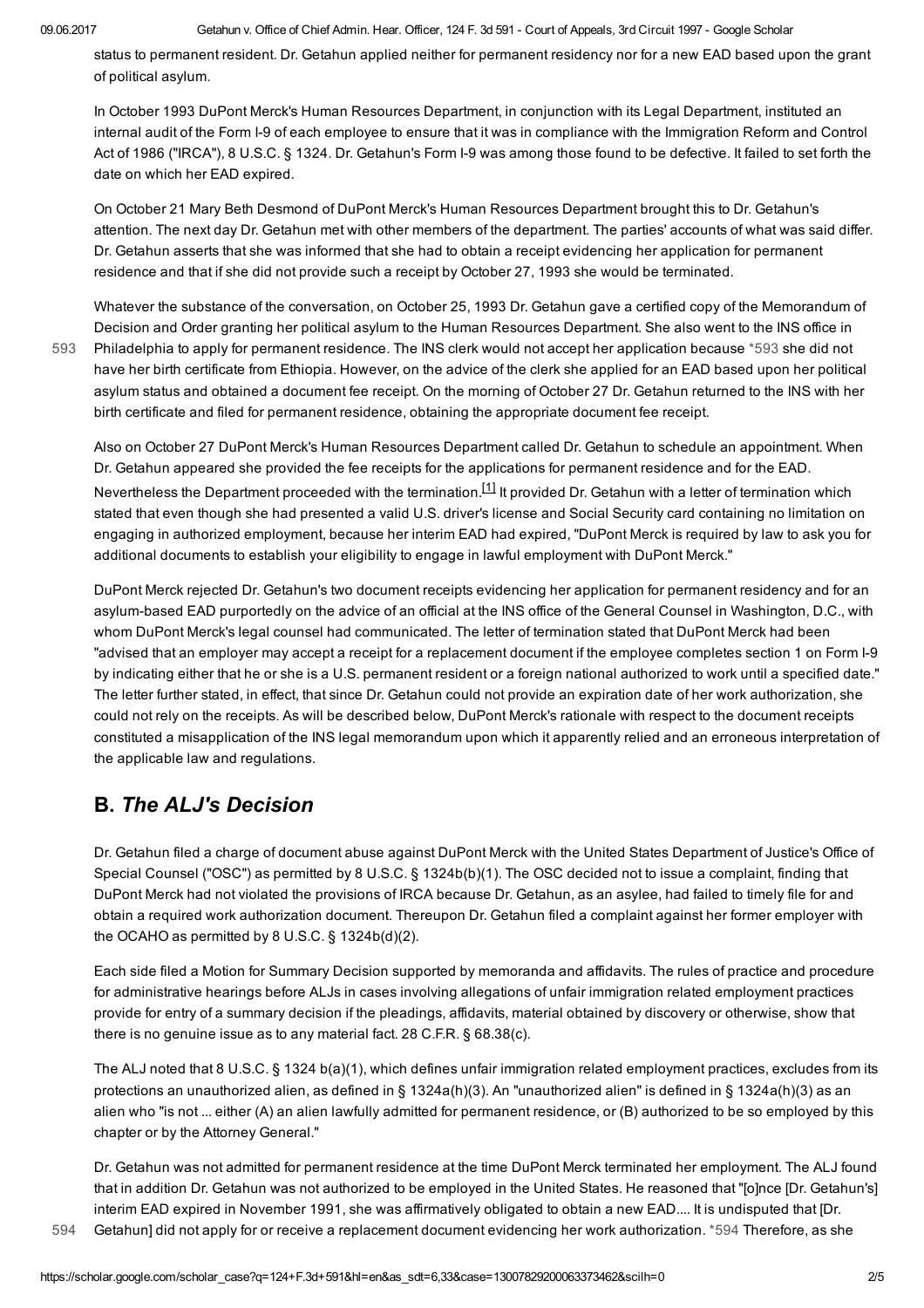status to permanent resident. Dr. Getahun applied neither for permanent residency nor for a new EAD based upon the grant of political asylum.

In October 1993 DuPont Merck's Human Resources Department, in conjunction with its Legal Department, instituted an internal audit of the Form I-9 of each employee to ensure that it was in compliance with the Immigration Reform and Control Act of 1986 ("IRCA"), 8 U.S.C. § 1324. Dr. Getahun's Form I-9 was among those found to be defective. It failed to set forth the date on which her EAD expired.

On October 21 Mary Beth Desmond of DuPont Merck's Human Resources Department brought this to Dr. Getahun's attention. The next day Dr. Getahun met with other members of the department. The parties' accounts of what was said differ. Dr. Getahun asserts that she was informed that she had to obtain a receipt evidencing her application for permanent residence and that if she did not provide such a receipt by October 27, 1993 she would be terminated.

Whatever the substance of the conversation, on October 25, 1993 Dr. Getahun gave a certified copy of the Memorandum of Decision and Order granting her political asylum to the Human Resources Department. She also went to the INS office in Philadelphia to apply for permanent residence. The INS clerk would not accept her application because *593 she did not have her birth certificate from Ethiopia. However, on the advice of the clerk she applied for an EAD based upon her political asylum status and obtained a document fee receipt. On the morning of October 27 Dr. Getahun returned to the INS with her birth certificate and filed for permanent residence, obtaining the appropriate document fee receipt.

Also on October 27 DuPont Merck's Human Resources Department called Dr. Getahun to schedule an appointment. When Dr. Getahun appeared she provided the fee receipts for the applications for permanent residence and for the EAD. Nevertheless the Department proceeded with the termination.[1] It provided Dr. Getahun with a letter of termination which stated that even though she had presented a valid U.S. driver's license and Social Security card containing no limitation on engaging in authorized employment, because her interim EAD had expired, "DuPont Merck is required by law to ask you for additional documents to establish your eligibility to engage in lawful employment with DuPont Merck."

DuPont Merck rejected Dr. Getahun's two document receipts evidencing her application for permanent residency and for an asylum-based EAD purportedly on the advice of an official at the INS office of the General Counsel in Washington, D.C., with whom DuPont Merck's legal counsel had communicated. The letter of termination stated that DuPont Merck had been "advised that an employer may accept a receipt for a replacement document if the employee completes section 1 on Form I-9 by indicating either that he or she is a U.S. permanent resident or a foreign national authorized to work until a specified date." The letter further stated, in effect, that since Dr. Getahun could not provide an expiration date of her work authorization, she could not rely on the receipts. As will be described below, DuPont Merck's rationale with respect to the document receipts constituted a misapplication of the INS legal memorandum upon which it apparently relied and an erroneous interpretation of the applicable law and regulations.

## B. *The ALJ's Decision*

Dr. Getahun filed a charge of document abuse against DuPont Merck with the United States Department of Justice's Office of Special Counsel ("OSC") as permitted by 8 U.S.C. § 1324b(b)(1). The OSC decided not to issue a complaint, finding that DuPont Merck had not violated the provisions of IRCA because Dr. Getahun, as an asylee, had failed to timely file for and obtain a required work authorization document. Thereupon Dr. Getahun filed a complaint against her former employer with the OCAHO as permitted by 8 U.S.C. § 1324b(d)(2).

Each side filed a Motion for Summary Decision supported by memoranda and affidavits. The rules of practice and procedure for administrative hearings before ALJs in cases involving allegations of unfair immigration related employment practices provide for entry of a summary decision if the pleadings, affidavits, material obtained by discovery or otherwise, show that there is no genuine issue as to any material fact. 28 C.F.R. § 68.38(c).

The ALJ noted that 8 U.S.C. § 1324 b(a)(1), which defines unfair immigration related employment practices, excludes from its protections an unauthorized alien, as defined in § 1324a(h)(3). An "unauthorized alien" is defined in § 1324a(h)(3) as an alien who "is not ... either (A) an alien lawfully admitted for permanent residence, or (B) authorized to be so employed by this chapter or by the Attorney General."

Dr. Getahun was not admitted for permanent residence at the time DuPont Merck terminated her employment. The ALJ found that in addition Dr. Getahun was not authorized to be employed in the United States. He reasoned that "[o]nce [Dr. Getahun's] interim EAD expired in November 1991, she was affirmatively obligated to obtain a new EAD.... It is undisputed that [Dr. Getahun] did not apply for or receive a replacement document evidencing her work authorization. *594 Therefore, as she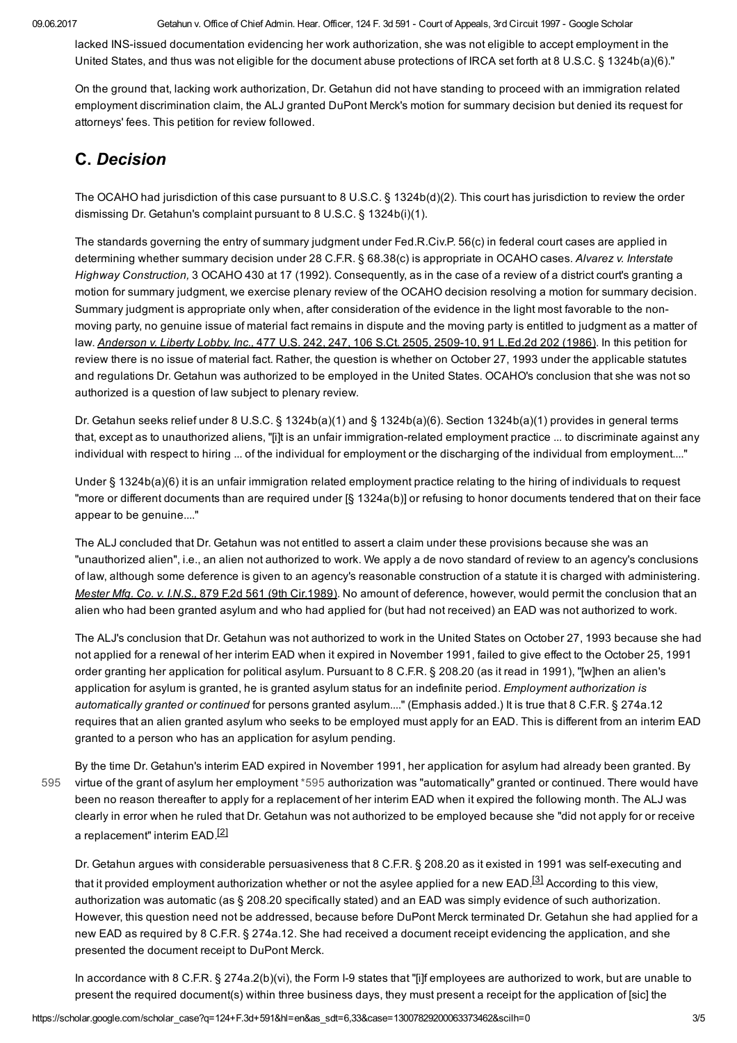lacked INS-issued documentation evidencing her work authorization, she was not eligible to accept employment in the United States, and thus was not eligible for the document abuse protections of IRCA set forth at 8 U.S.C. § 1324b(a)(6)."

On the ground that, lacking work authorization, Dr. Getahun did not have standing to proceed with an immigration related employment discrimination claim, the ALJ granted DuPont Merck's motion for summary decision but denied its request for attorneys' fees. This petition for review followed.

## C. *Decision*

The OCAHO had jurisdiction of this case pursuant to 8 U.S.C. § 1324b(d)(2). This court has jurisdiction to review the order dismissing Dr. Getahun's complaint pursuant to 8 U.S.C. § 1324b(i)(1).

The standards governing the entry of summary judgment under Fed.R.Civ.P. 56(c) in federal court cases are applied in determining whether summary decision under 28 C.F.R. § 68.38(c) is appropriate in OCAHO cases. *Alvarez v. Interstate Highway Construction,* 3 OCAHO 430 at 17 (1992). Consequently, as in the case of a review of a district court's granting a motion for summary judgment, we exercise plenary review of the OCAHO decision resolving a motion for summary decision. Summary judgment is appropriate only when, after consideration of the evidence in the light most favorable to the non-moving party, no genuine issue of material fact remains in dispute and the moving party is entitled to judgment as a matter of law. *Anderson v. Liberty Lobby, Inc.,* 477 U.S. 242, 247, 106 S.Ct. 2505, 2509-10, 91 L.Ed.2d 202 (1986). In this petition for review there is no issue of material fact. Rather, the question is whether on October 27, 1993 under the applicable statutes and regulations Dr. Getahun was authorized to be employed in the United States. OCAHO's conclusion that she was not so authorized is a question of law subject to plenary review.

Dr. Getahun seeks relief under 8 U.S.C. § 1324b(a)(1) and § 1324b(a)(6). Section 1324b(a)(1) provides in general terms that, except as to unauthorized aliens, "[i]t is an unfair immigration-related employment practice ... to discriminate against any individual with respect to hiring ... of the individual for employment or the discharging of the individual from employment...."

Under § 1324b(a)(6) it is an unfair immigration related employment practice relating to the hiring of individuals to request "more or different documents than are required under [§ 1324a(b)] or refusing to honor documents tendered that on their face appear to be genuine...."

The ALJ concluded that Dr. Getahun was not entitled to assert a claim under these provisions because she was an "unauthorized alien", i.e., an alien not authorized to work. We apply a de novo standard of review to an agency's conclusions of law, although some deference is given to an agency's reasonable construction of a statute it is charged with administering. *Mester Mfg. Co. v. I.N.S.,* 879 F.2d 561 (9th Cir.1989). No amount of deference, however, would permit the conclusion that an alien who had been granted asylum and who had applied for (but had not received) an EAD was not authorized to work.

The ALJ's conclusion that Dr. Getahun was not authorized to work in the United States on October 27, 1993 because she had not applied for a renewal of her interim EAD when it expired in November 1991, failed to give effect to the October 25, 1991 order granting her application for political asylum. Pursuant to 8 C.F.R. § 208.20 (as it read in 1991), "[w]hen an alien's application for asylum is granted, he is granted asylum status for an indefinite period. *Employment authorization is automatically granted or continued* for persons granted asylum...." (Emphasis added.) It is true that 8 C.F.R. § 274a.12 requires that an alien granted asylum who seeks to be employed must apply for an EAD. This is different from an interim EAD granted to a person who has an application for asylum pending.

By the time Dr. Getahun's interim EAD expired in November 1991, her application for asylum had already been granted. By virtue of the grant of asylum her employment *595 authorization was "automatically" granted or continued. There would have been no reason thereafter to apply for a replacement of her interim EAD when it expired the following month. The ALJ was clearly in error when he ruled that Dr. Getahun was not authorized to be employed because she "did not apply for or receive a replacement" interim EAD.[2]

Dr. Getahun argues with considerable persuasiveness that 8 C.F.R. § 208.20 as it existed in 1991 was self-executing and that it provided employment authorization whether or not the asylee applied for a new EAD.[3] According to this view, authorization was automatic (as § 208.20 specifically stated) and an EAD was simply evidence of such authorization. However, this question need not be addressed, because before DuPont Merck terminated Dr. Getahun she had applied for a new EAD as required by 8 C.F.R. § 274a.12. She had received a document receipt evidencing the application, and she presented the document receipt to DuPont Merck.

In accordance with 8 C.F.R. § 274a.2(b)(vi), the Form I-9 states that "[i]f employees are authorized to work, but are unable to present the required document(s) within three business days, they must present a receipt for the application of [sic] the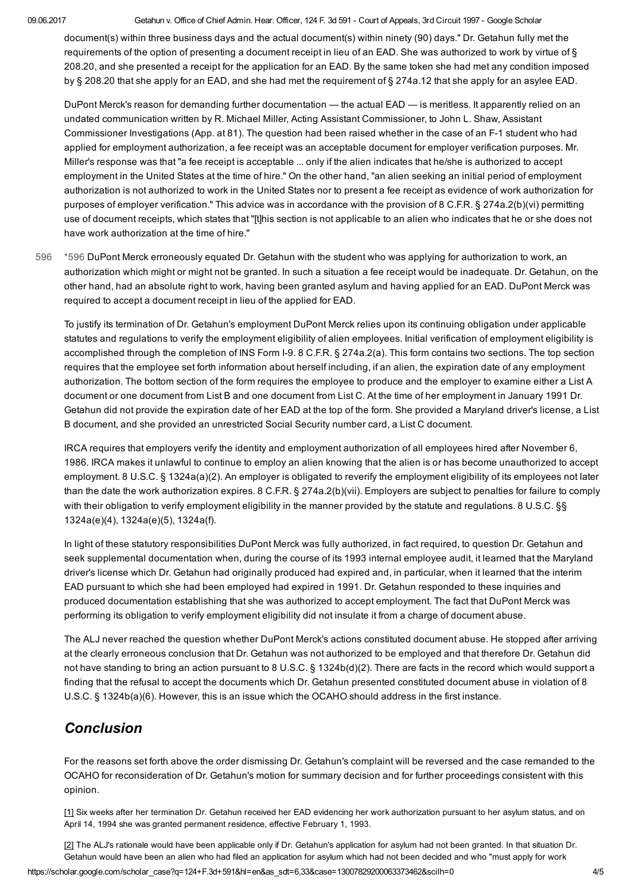document(s) within three business days and the actual document(s) within ninety (90) days." Dr. Getahun fully met the requirements of the option of presenting a document receipt in lieu of an EAD. She was authorized to work by virtue of § 208.20, and she presented a receipt for the application for an EAD. By the same token she had met any condition imposed by § 208.20 that she apply for an EAD, and she had met the requirement of § 274a.12 that she apply for an asylee EAD.

DuPont Merck's reason for demanding further documentation — the actual EAD — is meritless. It apparently relied on an undated communication written by R. Michael Miller, Acting Assistant Commissioner, to John L. Shaw, Assistant Commissioner Investigations (App. at 81). The question had been raised whether in the case of an F-1 student who had applied for employment authorization, a fee receipt was an acceptable document for employer verification purposes. Mr. Miller's response was that "a fee receipt is acceptable ... only if the alien indicates that he/she is authorized to accept employment in the United States at the time of hire." On the other hand, "an alien seeking an initial period of employment authorization is not authorized to work in the United States nor to present a fee receipt as evidence of work authorization for purposes of employer verification." This advice was in accordance with the provision of 8 C.F.R. § 274a.2(b)(vi) permitting use of document receipts, which states that "[t]his section is not applicable to an alien who indicates that he or she does not have work authorization at the time of hire."

596 *596 DuPont Merck erroneously equated Dr. Getahun with the student who was applying for authorization to work, an authorization which might or might not be granted. In such a situation a fee receipt would be inadequate. Dr. Getahun, on the other hand, had an absolute right to work, having been granted asylum and having applied for an EAD. DuPont Merck was required to accept a document receipt in lieu of the applied for EAD.

To justify its termination of Dr. Getahun's employment DuPont Merck relies upon its continuing obligation under applicable statutes and regulations to verify the employment eligibility of alien employees. Initial verification of employment eligibility is accomplished through the completion of INS Form I-9. 8 C.F.R. § 274a.2(a). This form contains two sections. The top section requires that the employee set forth information about herself including, if an alien, the expiration date of any employment authorization. The bottom section of the form requires the employee to produce and the employer to examine either a List A document or one document from List B and one document from List C. At the time of her employment in January 1991 Dr. Getahun did not provide the expiration date of her EAD at the top of the form. She provided a Maryland driver's license, a List B document, and she provided an unrestricted Social Security number card, a List C document.

IRCA requires that employers verify the identity and employment authorization of all employees hired after November 6, 1986. IRCA makes it unlawful to continue to employ an alien knowing that the alien is or has become unauthorized to accept employment. 8 U.S.C. § 1324a(a)(2). An employer is obligated to reverify the employment eligibility of its employees not later than the date the work authorization expires. 8 C.F.R. § 274a.2(b)(vii). Employers are subject to penalties for failure to comply with their obligation to verify employment eligibility in the manner provided by the statute and regulations. 8 U.S.C. §§ 1324a(e)(4), 1324a(e)(5), 1324a(f).

In light of these statutory responsibilities DuPont Merck was fully authorized, in fact required, to question Dr. Getahun and seek supplemental documentation when, during the course of its 1993 internal employee audit, it learned that the Maryland driver's license which Dr. Getahun had originally produced had expired and, in particular, when it learned that the interim EAD pursuant to which she had been employed had expired in 1991. Dr. Getahun responded to these inquiries and produced documentation establishing that she was authorized to accept employment. The fact that DuPont Merck was performing its obligation to verify employment eligibility did not insulate it from a charge of document abuse.

The ALJ never reached the question whether DuPont Merck's actions constituted document abuse. He stopped after arriving at the clearly erroneous conclusion that Dr. Getahun was not authorized to be employed and that therefore Dr. Getahun did not have standing to bring an action pursuant to 8 U.S.C. § 1324b(d)(2). There are facts in the record which would support a finding that the refusal to accept the documents which Dr. Getahun presented constituted document abuse in violation of 8 U.S.C. § 1324b(a)(6). However, this is an issue which the OCAHO should address in the first instance.

## *Conclusion*

For the reasons set forth above the order dismissing Dr. Getahun's complaint will be reversed and the case remanded to the OCAHO for reconsideration of Dr. Getahun's motion for summary decision and for further proceedings consistent with this opinion.

[1] Six weeks after her termination Dr. Getahun received her EAD evidencing her work authorization pursuant to her asylum status, and on April 14, 1994 she was granted permanent residence, effective February 1, 1993.

[2] The ALJ's rationale would have been applicable only if Dr. Getahun's application for asylum had not been granted. In that situation Dr. Getahun would have been an alien who had filed an application for asylum which had not been decided and who "must apply for work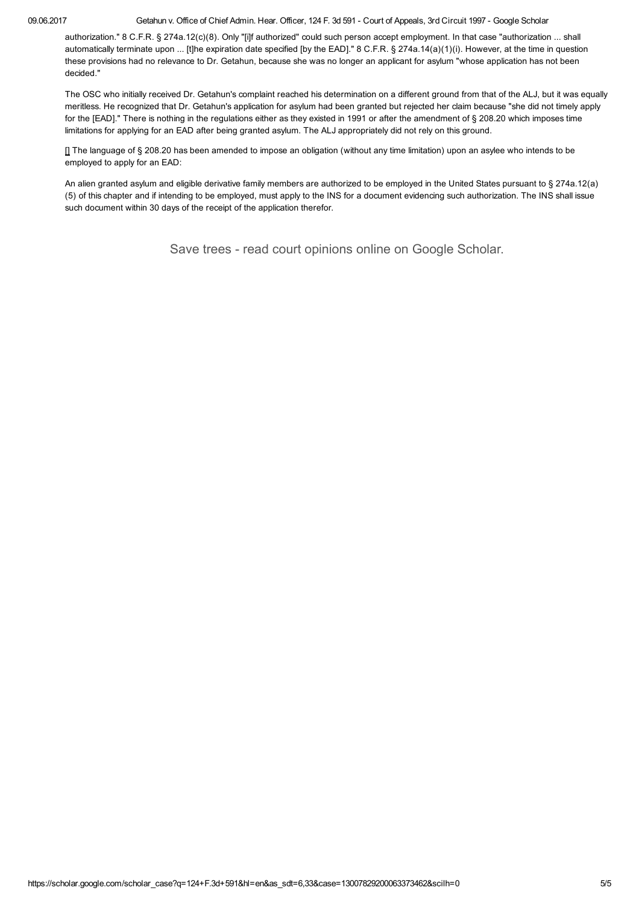authorization." 8 C.F.R. § 274a.12(c)(8). Only "[i]f authorized" could such person accept employment. In that case "authorization ... shall automatically terminate upon ... [t]he expiration date specified [by the EAD]." 8 C.F.R. § 274a.14(a)(1)(i). However, at the time in question these provisions had no relevance to Dr. Getahun, because she was no longer an applicant for asylum "whose application has not been decided."

The OSC who initially received Dr. Getahun's complaint reached his determination on a different ground from that of the ALJ, but it was equally meritless. He recognized that Dr. Getahun's application for asylum had been granted but rejected her claim because "she did not timely apply for the [EAD]." There is nothing in the regulations either as they existed in 1991 or after the amendment of § 208.20 which imposes time limitations for applying for an EAD after being granted asylum. The ALJ appropriately did not rely on this ground.

[] The language of § 208.20 has been amended to impose an obligation (without any time limitation) upon an asylee who intends to be employed to apply for an EAD:

An alien granted asylum and eligible derivative family members are authorized to be employed in the United States pursuant to § 274a.12(a)(5) of this chapter and if intending to be employed, must apply to the INS for a document evidencing such authorization. The INS shall issue such document within 30 days of the receipt of the application therefor.

Save trees - read court opinions online on Google Scholar.